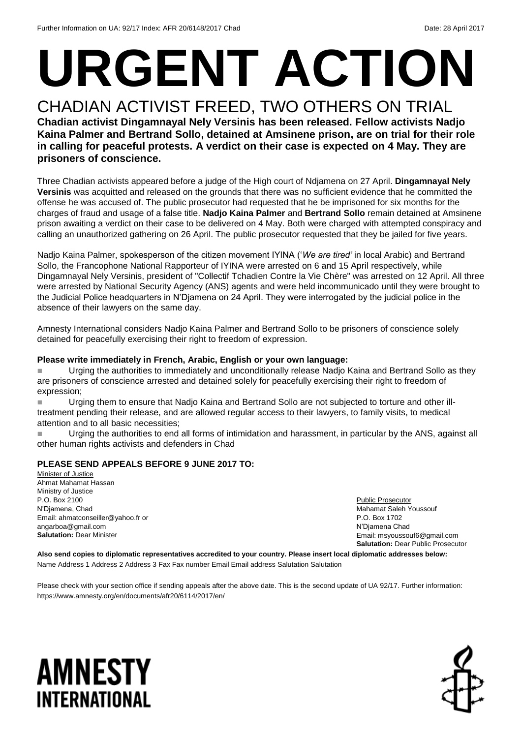# URGENT ACTION

## CHADIAN ACTIVIST FREED, TWO OTHERS ON TRIAL

**Chadian activist Dingamnayal Nely Versinis has been released. Fellow activists Nadjo Kaina Palmer and Bertrand Sollo, detained at Amsinene prison, are on trial for their role in calling for peaceful protests. A verdict on their case is expected on 4 May. They are prisoners of conscience.**

Three Chadian activists appeared before a judge of the High court of Ndjamena on 27 April. **Dingamnayal Nely Versinis** was acquitted and released on the grounds that there was no sufficient evidence that he committed the offense he was accused of. The public prosecutor had requested that he be imprisoned for six months for the charges of fraud and usage of a false title. **Nadjo Kaina Palmer** and **Bertrand Sollo** remain detained at Amsinene prison awaiting a verdict on their case to be delivered on 4 May. Both were charged with attempted conspiracy and calling an unauthorized gathering on 26 April. The public prosecutor requested that they be jailed for five years.

Nadjo Kaina Palmer, spokesperson of the citizen movement IYINA (*'We are tired'* in local Arabic) and Bertrand Sollo, the Francophone National Rapporteur of IYINA were arrested on 6 and 15 April respectively, while Dingamnayal Nely Versinis, president of "Collectif Tchadien Contre la Vie Chère" was arrested on 12 April. All three were arrested by National Security Agency (ANS) agents and were held incommunicado until they were brought to the Judicial Police headquarters in N'Djamena on 24 April. They were interrogated by the judicial police in the absence of their lawyers on the same day.

Amnesty International considers Nadjo Kaina Palmer and Bertrand Sollo to be prisoners of conscience solely detained for peacefully exercising their right to freedom of expression.

**Please write immediately in French, Arabic, English or your own language:**

- Urging the authorities to immediately and unconditionally release Nadjo Kaina and Bertrand Sollo as they are prisoners of conscience arrested and detained solely for peacefully exercising their right to freedom of expression;
- Urging them to ensure that Nadjo Kaina and Bertrand Sollo are not subjected to torture and other ill-treatment pending their release, and are allowed regular access to their lawyers, to family visits, to medical attention and to all basic necessities;
- Urging the authorities to end all forms of intimidation and harassment, in particular by the ANS, against all other human rights activists and defenders in Chad

**PLEASE SEND APPEALS BEFORE 9 JUNE 2017 TO:**

Minister of Justice
Ahmat Mahamat Hassan
Ministry of Justice
P.O. Box 2100
N'Djamena, Chad
Email: ahmatconseiller@yahoo.fr or angarboa@gmail.com
**Salutation:** Dear Minister

Public Prosecutor
Mahamat Saleh Youssouf
P.O. Box 1702
N'Djamena Chad
Email: msyoussouf6@gmail.com
**Salutation:** Dear Public Prosecutor

**Also send copies to diplomatic representatives accredited to your country. Please insert local diplomatic addresses below:**
Name Address 1 Address 2 Address 3 Fax Fax number Email Email address Salutation Salutation

Please check with your section office if sending appeals after the above date. This is the second update of UA 92/17. Further information: https://www.amnesty.org/en/documents/afr20/6114/2017/en/

AMNESTY INTERNATIONAL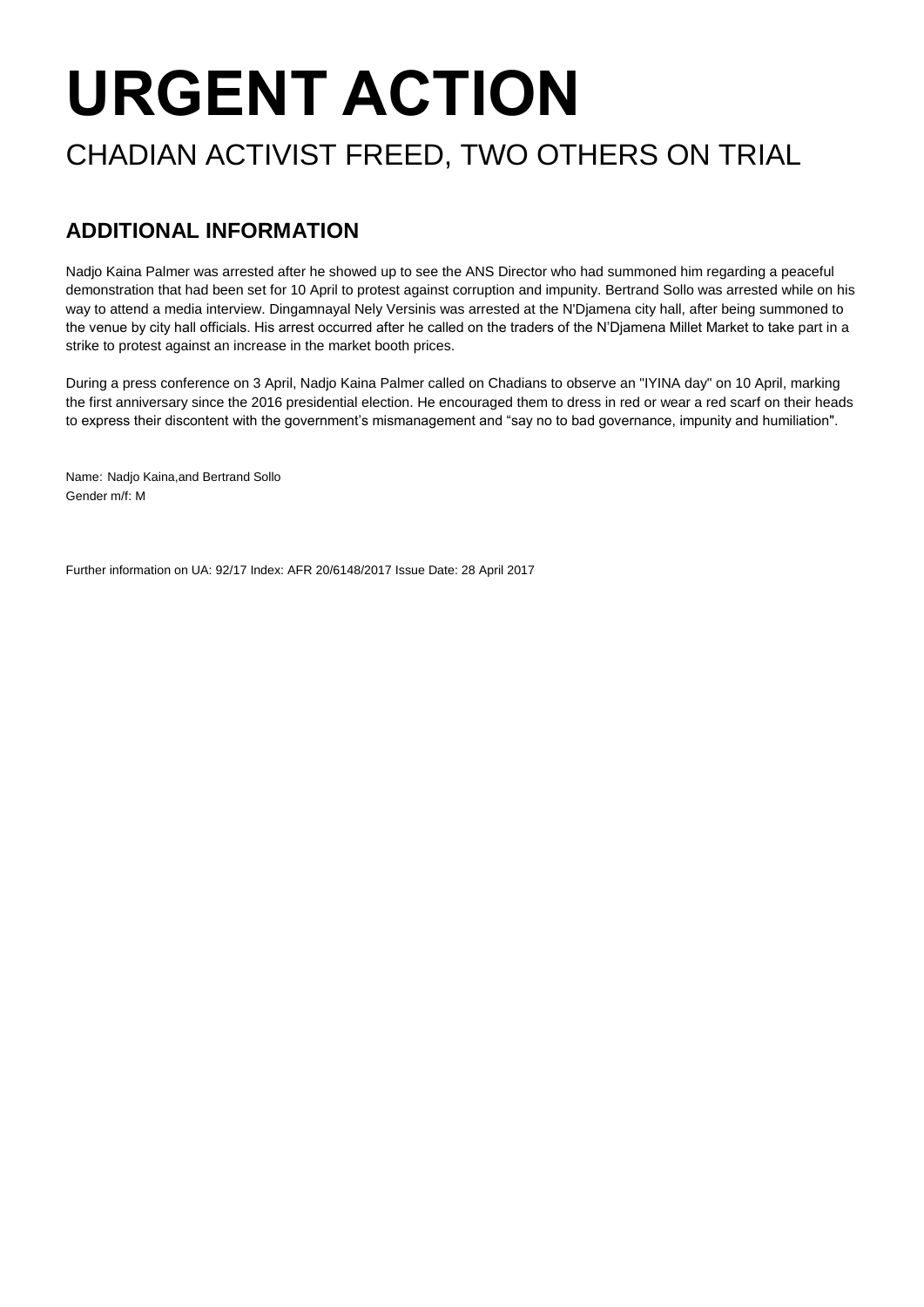# URGENT ACTION

CHADIAN ACTIVIST FREED, TWO OTHERS ON TRIAL

## ADDITIONAL INFORMATION

Nadjo Kaina Palmer was arrested after he showed up to see the ANS Director who had summoned him regarding a peaceful demonstration that had been set for 10 April to protest against corruption and impunity. Bertrand Sollo was arrested while on his way to attend a media interview. Dingamnayal Nely Versinis was arrested at the N'Djamena city hall, after being summoned to the venue by city hall officials. His arrest occurred after he called on the traders of the N'Djamena Millet Market to take part in a strike to protest against an increase in the market booth prices.

During a press conference on 3 April, Nadjo Kaina Palmer called on Chadians to observe an "IYINA day" on 10 April, marking the first anniversary since the 2016 presidential election. He encouraged them to dress in red or wear a red scarf on their heads to express their discontent with the government's mismanagement and "say no to bad governance, impunity and humiliation".

Name: Nadjo Kaina,and Bertrand Sollo
Gender m/f: M

Further information on UA: 92/17 Index: AFR 20/6148/2017 Issue Date: 28 April 2017